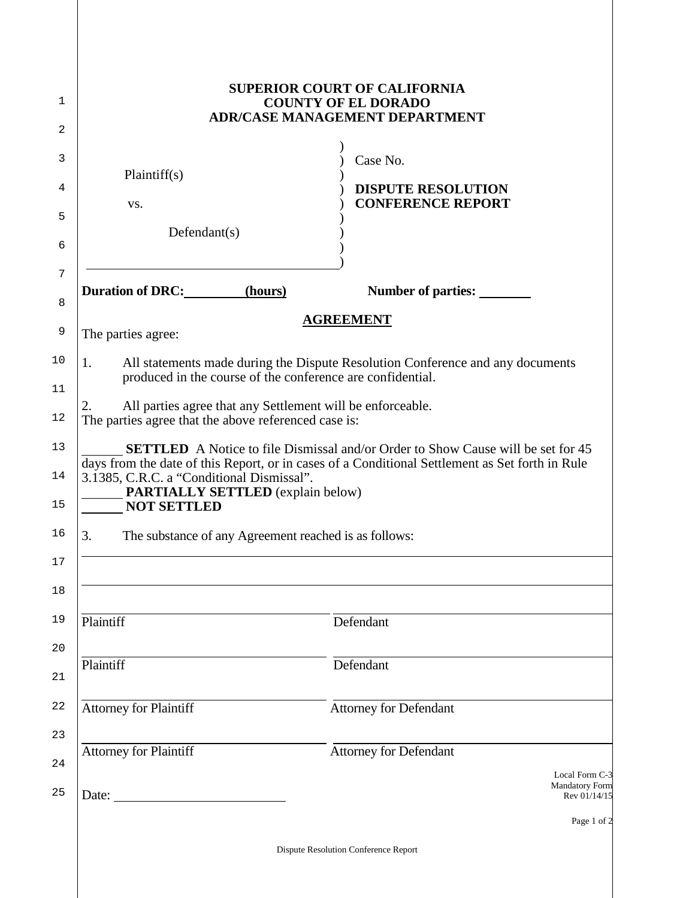**SUPERIOR COURT OF CALIFORNIA**
**COUNTY OF EL DORADO**
**ADR/CASE MANAGEMENT DEPARTMENT**

Plaintiff(s)

vs.

Defendant(s)

Case No.

**DISPUTE RESOLUTION CONFERENCE REPORT**

**Duration of DRC: \_\_\_\_\_\_\_\_\_ (hours)** **Number of parties: \_\_\_\_\_\_\_\_**

## AGREEMENT

The parties agree:

1. All statements made during the Dispute Resolution Conference and any documents produced in the course of the conference are confidential.

2. All parties agree that any Settlement will be enforceable.

The parties agree that the above referenced case is:

\_\_\_\_\_\_ **SETTLED** A Notice to file Dismissal and/or Order to Show Cause will be set for 45 days from the date of this Report, or in cases of a Conditional Settlement as Set forth in Rule 3.1385, C.R.C. a "Conditional Dismissal".

\_\_\_\_\_\_ **PARTIALLY SETTLED** (explain below)

\_\_\_\_\_\_ **NOT SETTLED**

3. The substance of any Agreement reached is as follows:

\_\_\_\_\_\_\_\_\_\_\_\_\_\_\_\_\_\_\_\_\_\_\_\_\_\_\_\_\_\_\_\_\_\_\_\_\_\_\_\_\_\_\_\_\_\_\_\_\_\_\_\_\_\_\_\_\_\_\_\_\_\_\_\_\_\_\_\_\_\_\_\_\_\_\_\_\_\_

\_\_\_\_\_\_\_\_\_\_\_\_\_\_\_\_\_\_\_\_\_\_\_\_\_\_\_\_\_\_\_\_\_\_\_\_\_\_\_\_\_\_\_\_\_\_\_\_\_\_\_\_\_\_\_\_\_\_\_\_\_\_\_\_\_\_\_\_\_\_\_\_\_\_\_\_\_\_

| | |
|---|---|
| Plaintiff | Defendant |
| Plaintiff | Defendant |
| Attorney for Plaintiff | Attorney for Defendant |
| Attorney for Plaintiff | Attorney for Defendant |

Date: \_\_\_\_\_\_\_\_\_\_\_\_\_\_\_\_\_\_\_\_\_\_\_\_

Local Form C-3
Mandatory Form
Rev 01/14/15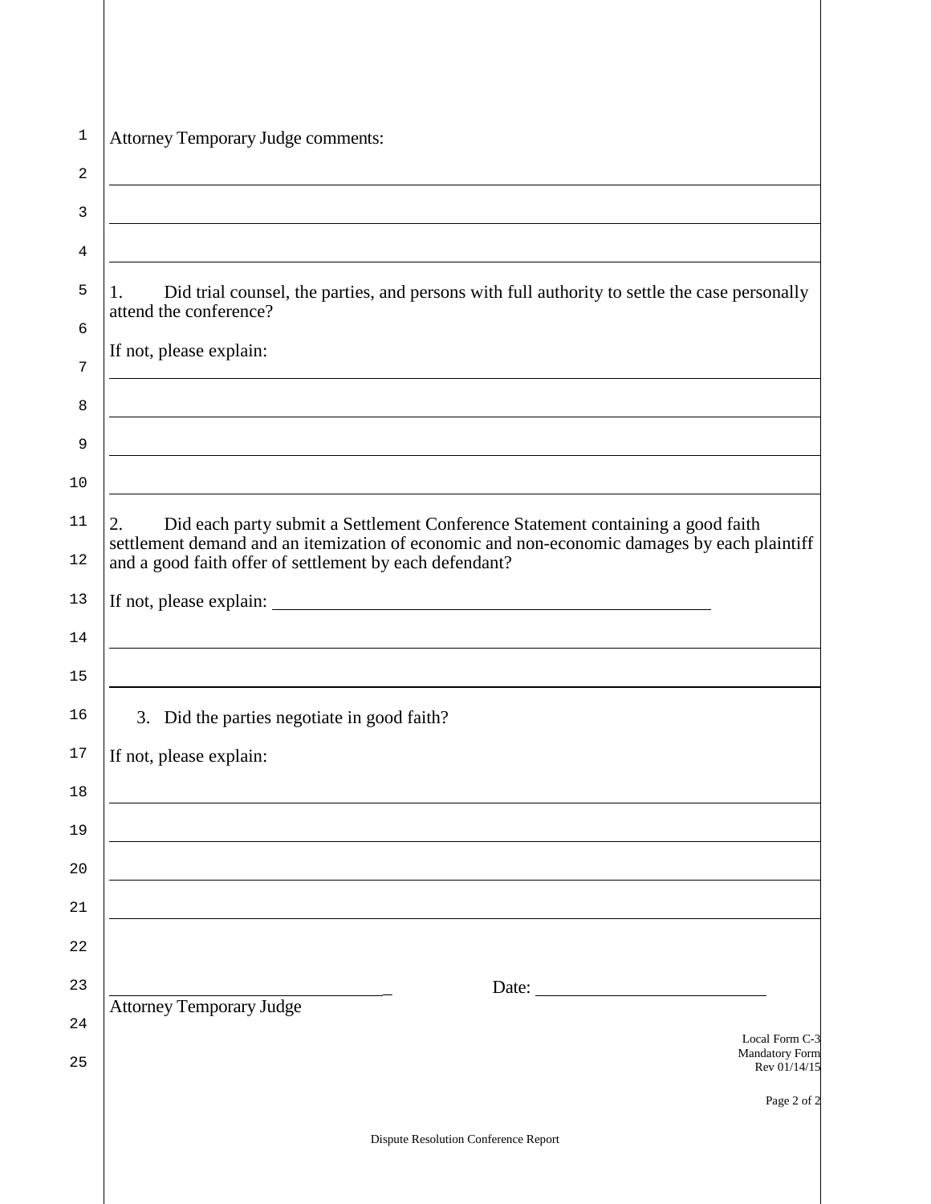Attorney Temporary Judge comments:

______________________________________________________________________________

______________________________________________________________________________

______________________________________________________________________________

1. Did trial counsel, the parties, and persons with full authority to settle the case personally attend the conference?

If not, please explain:

______________________________________________________________________________

______________________________________________________________________________

______________________________________________________________________________

______________________________________________________________________________

2. Did each party submit a Settlement Conference Statement containing a good faith settlement demand and an itemization of economic and non-economic damages by each plaintiff and a good faith offer of settlement by each defendant?

If not, please explain: ________________________________________________

______________________________________________________________________________

______________________________________________________________________________

3. Did the parties negotiate in good faith?

If not, please explain:

______________________________________________________________________________

______________________________________________________________________________

______________________________________________________________________________

______________________________________________________________________________

________________________________ Date: ____________________________

Attorney Temporary Judge

Local Form C-3
Mandatory Form
Rev 01/14/15

Dispute Resolution Conference Report